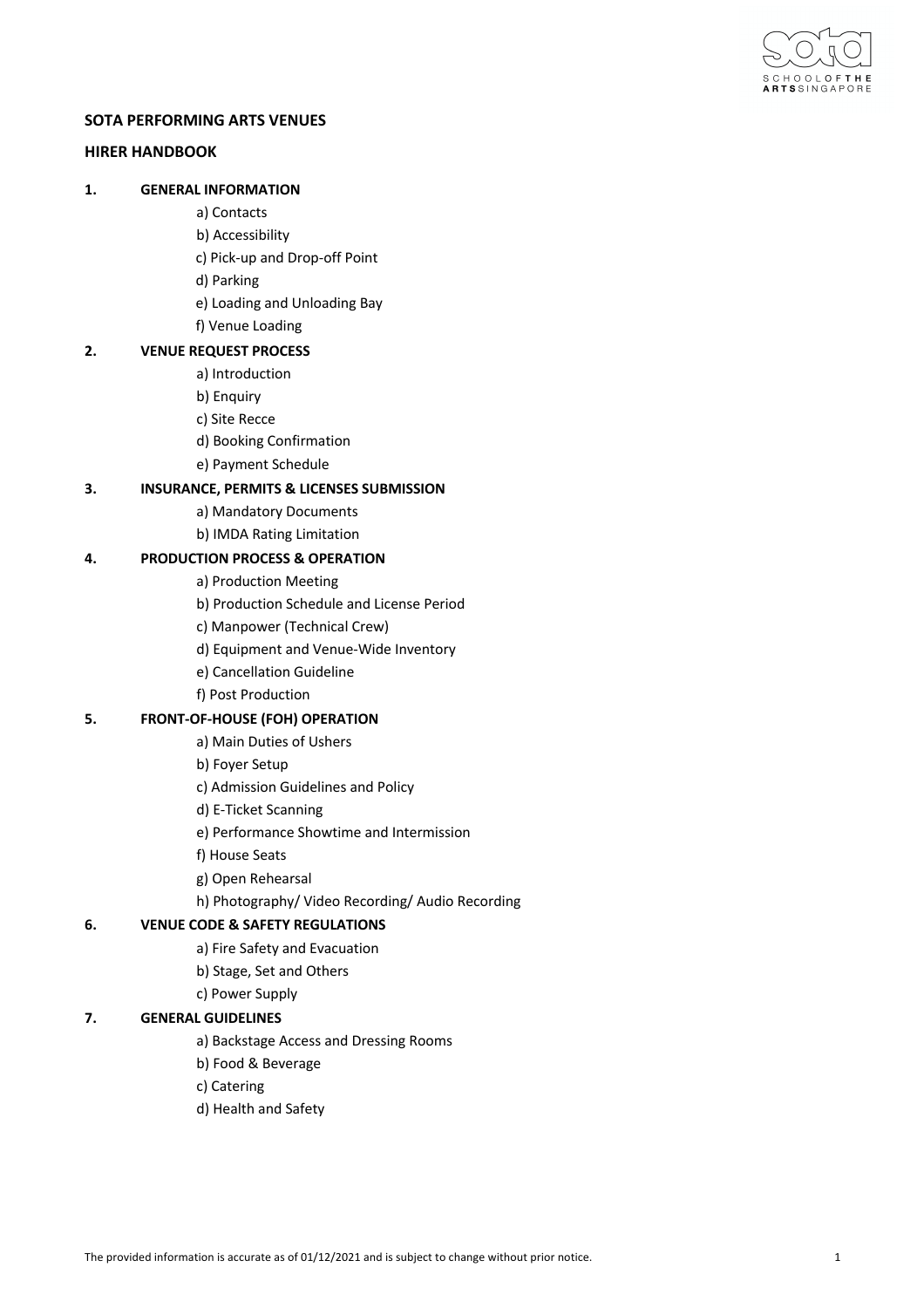**SOTA PERFORMING ARTS VENUES**

**HIRER HANDBOOK**

**1. GENERAL INFORMATION**

- a) Contacts
- b) Accessibility
- c) Pick-up and Drop-off Point
- d) Parking
- e) Loading and Unloading Bay
- f) Venue Loading

**2. VENUE REQUEST PROCESS**

- a) Introduction
- b) Enquiry
- c) Site Recce
- d) Booking Confirmation
- e) Payment Schedule

**3. INSURANCE, PERMITS & LICENSES SUBMISSION**

- a) Mandatory Documents
- b) IMDA Rating Limitation

**4. PRODUCTION PROCESS & OPERATION**

- a) Production Meeting
- b) Production Schedule and License Period
- c) Manpower (Technical Crew)
- d) Equipment and Venue-Wide Inventory
- e) Cancellation Guideline
- f) Post Production

**5. FRONT-OF-HOUSE (FOH) OPERATION**

- a) Main Duties of Ushers
- b) Foyer Setup
- c) Admission Guidelines and Policy
- d) E-Ticket Scanning
- e) Performance Showtime and Intermission
- f) House Seats
- g) Open Rehearsal
- h) Photography/ Video Recording/ Audio Recording

**6. VENUE CODE & SAFETY REGULATIONS**

- a) Fire Safety and Evacuation
- b) Stage, Set and Others
- c) Power Supply

**7. GENERAL GUIDELINES**

- a) Backstage Access and Dressing Rooms
- b) Food & Beverage
- c) Catering
- d) Health and Safety

The provided information is accurate as of 01/12/2021 and is subject to change without prior notice.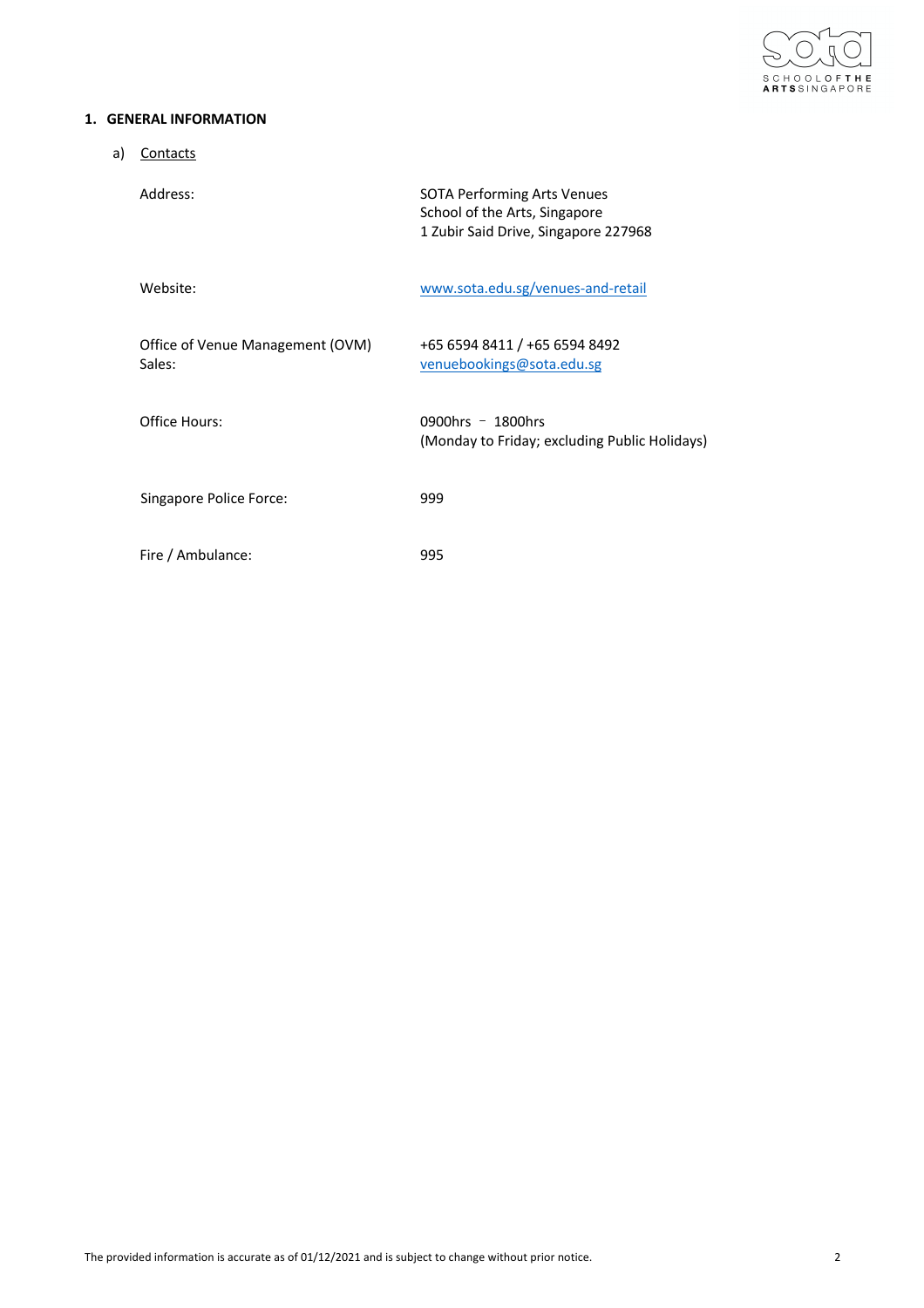## 1. GENERAL INFORMATION

a) Contacts

| | |
|---|---|
| Address: | SOTA Performing Arts Venues<br>School of the Arts, Singapore<br>1 Zubir Said Drive, Singapore 227968 |
| Website: | www.sota.edu.sg/venues-and-retail |
| Office of Venue Management (OVM)<br>Sales: | +65 6594 8411 / +65 6594 8492<br>venuebookings@sota.edu.sg |
| Office Hours: | 0900hrs – 1800hrs<br>(Monday to Friday; excluding Public Holidays) |
| Singapore Police Force: | 999 |
| Fire / Ambulance: | 995 |

The provided information is accurate as of 01/12/2021 and is subject to change without prior notice.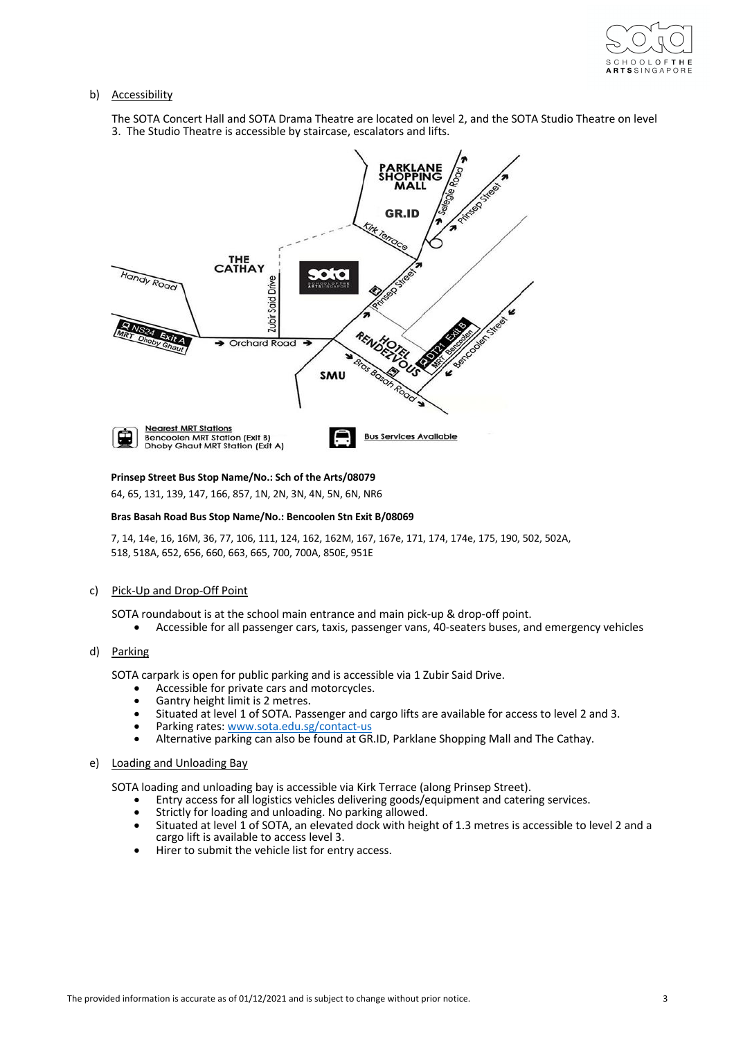b) Accessibility

The SOTA Concert Hall and SOTA Drama Theatre are located on level 2, and the SOTA Studio Theatre on level 3. The Studio Theatre is accessible by staircase, escalators and lifts.

**Prinsep Street Bus Stop Name/No.: Sch of the Arts/08079**

64, 65, 131, 139, 147, 166, 857, 1N, 2N, 3N, 4N, 5N, 6N, NR6

**Bras Basah Road Bus Stop Name/No.: Bencoolen Stn Exit B/08069**

7, 14, 14e, 16, 16M, 36, 77, 106, 111, 124, 162, 162M, 167, 167e, 171, 174, 174e, 175, 190, 502, 502A, 518, 518A, 652, 656, 660, 663, 665, 700, 700A, 850E, 951E

c) Pick-Up and Drop-Off Point

SOTA roundabout is at the school main entrance and main pick-up & drop-off point.

- Accessible for all passenger cars, taxis, passenger vans, 40-seaters buses, and emergency vehicles

d) Parking

SOTA carpark is open for public parking and is accessible via 1 Zubir Said Drive.

- Accessible for private cars and motorcycles.
- Gantry height limit is 2 metres.
- Situated at level 1 of SOTA. Passenger and cargo lifts are available for access to level 2 and 3.
- Parking rates: [www.sota.edu.sg/contact-us](http://www.sota.edu.sg/contact-us)
- Alternative parking can also be found at GR.ID, Parklane Shopping Mall and The Cathay.

e) Loading and Unloading Bay

SOTA loading and unloading bay is accessible via Kirk Terrace (along Prinsep Street).

- Entry access for all logistics vehicles delivering goods/equipment and catering services.
- Strictly for loading and unloading. No parking allowed.
- Situated at level 1 of SOTA, an elevated dock with height of 1.3 metres is accessible to level 2 and a cargo lift is available to access level 3.
- Hirer to submit the vehicle list for entry access.

The provided information is accurate as of 01/12/2021 and is subject to change without prior notice.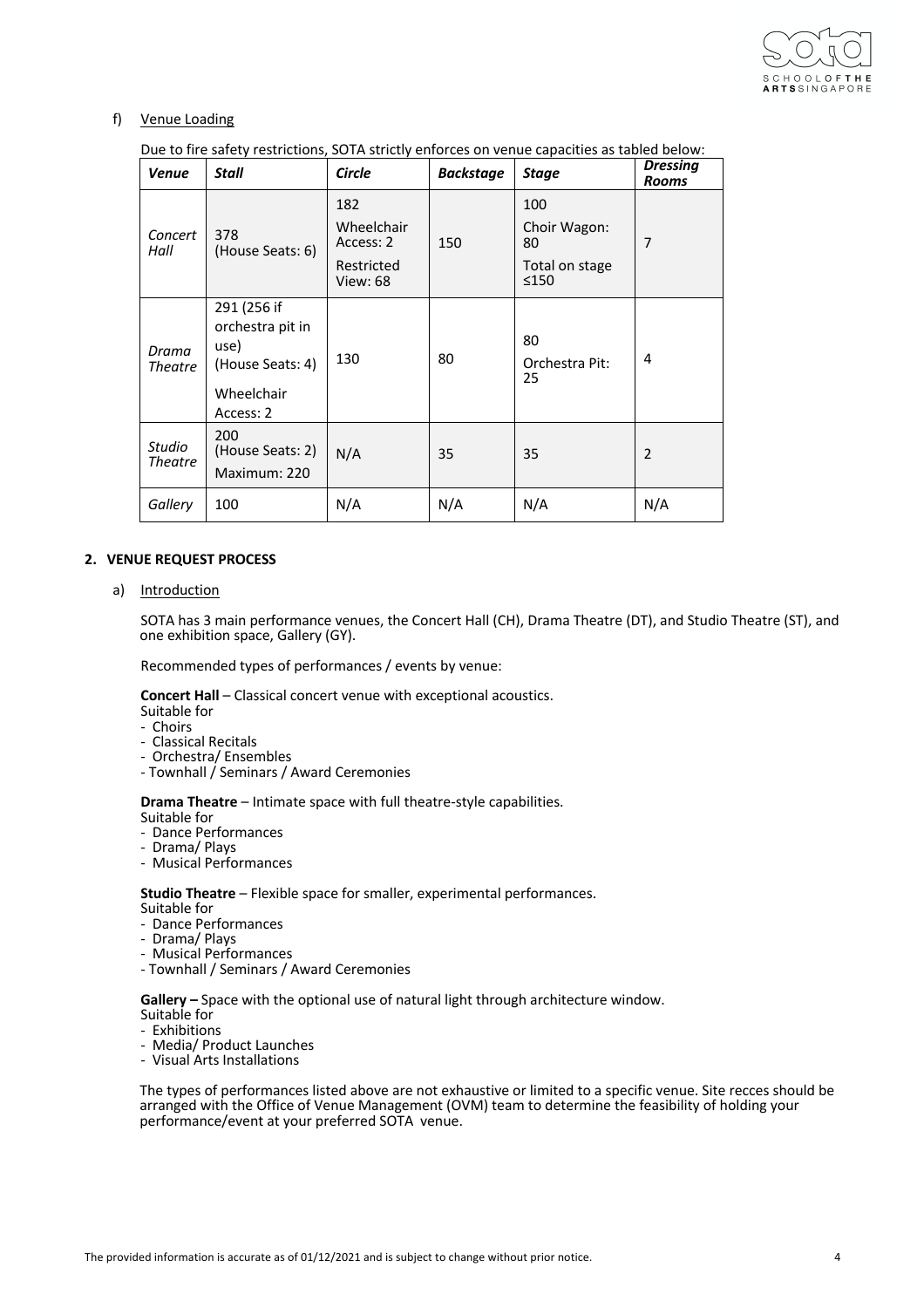f) Venue Loading

Due to fire safety restrictions, SOTA strictly enforces on venue capacities as tabled below:

| *Venue* | *Stall* | *Circle* | *Backstage* | *Stage* | *Dressing Rooms* |
|---|---|---|---|---|---|
| *Concert Hall* | 378 (House Seats: 6) | 182<br>Wheelchair Access: 2<br>Restricted View: 68 | 150 | 100<br>Choir Wagon: 80<br>Total on stage ≤150 | 7 |
| *Drama Theatre* | 291 (256 if orchestra pit in use) (House Seats: 4)<br>Wheelchair Access: 2 | 130 | 80 | 80<br>Orchestra Pit: 25 | 4 |
| *Studio Theatre* | 200 (House Seats: 2)<br>Maximum: 220 | N/A | 35 | 35 | 2 |
| *Gallery* | 100 | N/A | N/A | N/A | N/A |

## 2. VENUE REQUEST PROCESS

a) Introduction

SOTA has 3 main performance venues, the Concert Hall (CH), Drama Theatre (DT), and Studio Theatre (ST), and one exhibition space, Gallery (GY).

Recommended types of performances / events by venue:

**Concert Hall** – Classical concert venue with exceptional acoustics.
Suitable for
- Choirs
- Classical Recitals
- Orchestra/ Ensembles
- Townhall / Seminars / Award Ceremonies

**Drama Theatre** – Intimate space with full theatre-style capabilities.
Suitable for
- Dance Performances
- Drama/ Plays
- Musical Performances

**Studio Theatre** – Flexible space for smaller, experimental performances.
Suitable for
- Dance Performances
- Drama/ Plays
- Musical Performances
- Townhall / Seminars / Award Ceremonies

**Gallery –** Space with the optional use of natural light through architecture window.
Suitable for
- Exhibitions
- Media/ Product Launches
- Visual Arts Installations

The types of performances listed above are not exhaustive or limited to a specific venue. Site recces should be arranged with the Office of Venue Management (OVM) team to determine the feasibility of holding your performance/event at your preferred SOTA venue.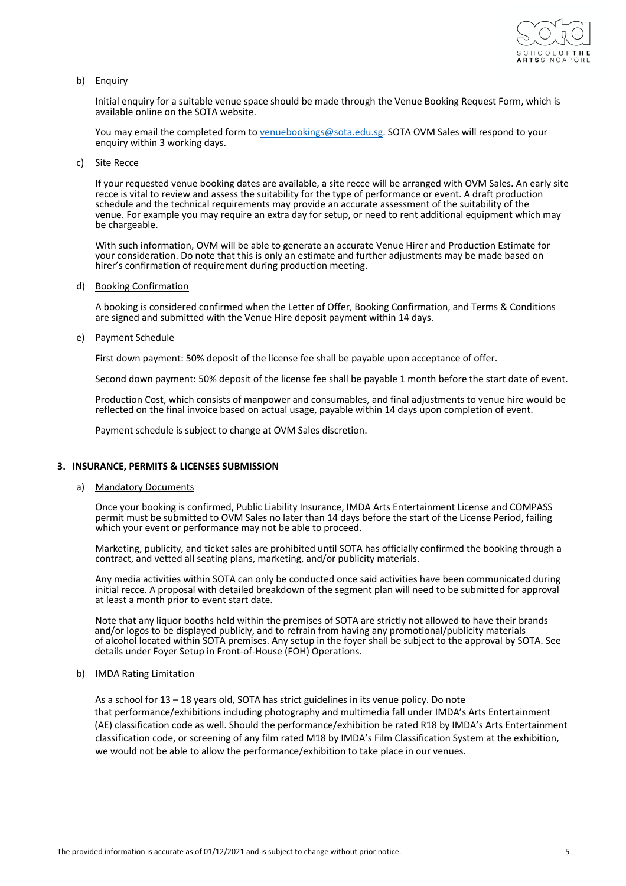b) Enquiry

Initial enquiry for a suitable venue space should be made through the Venue Booking Request Form, which is available online on the SOTA website.

You may email the completed form to venuebookings@sota.edu.sg. SOTA OVM Sales will respond to your enquiry within 3 working days.

c) Site Recce

If your requested venue booking dates are available, a site recce will be arranged with OVM Sales. An early site recce is vital to review and assess the suitability for the type of performance or event. A draft production schedule and the technical requirements may provide an accurate assessment of the suitability of the venue. For example you may require an extra day for setup, or need to rent additional equipment which may be chargeable.

With such information, OVM will be able to generate an accurate Venue Hirer and Production Estimate for your consideration. Do note that this is only an estimate and further adjustments may be made based on hirer's confirmation of requirement during production meeting.

d) Booking Confirmation

A booking is considered confirmed when the Letter of Offer, Booking Confirmation, and Terms & Conditions are signed and submitted with the Venue Hire deposit payment within 14 days.

e) Payment Schedule

First down payment: 50% deposit of the license fee shall be payable upon acceptance of offer.

Second down payment: 50% deposit of the license fee shall be payable 1 month before the start date of event.

Production Cost, which consists of manpower and consumables, and final adjustments to venue hire would be reflected on the final invoice based on actual usage, payable within 14 days upon completion of event.

Payment schedule is subject to change at OVM Sales discretion.

## 3. INSURANCE, PERMITS & LICENSES SUBMISSION

a) Mandatory Documents

Once your booking is confirmed, Public Liability Insurance, IMDA Arts Entertainment License and COMPASS permit must be submitted to OVM Sales no later than 14 days before the start of the License Period, failing which your event or performance may not be able to proceed.

Marketing, publicity, and ticket sales are prohibited until SOTA has officially confirmed the booking through a contract, and vetted all seating plans, marketing, and/or publicity materials.

Any media activities within SOTA can only be conducted once said activities have been communicated during initial recce. A proposal with detailed breakdown of the segment plan will need to be submitted for approval at least a month prior to event start date.

Note that any liquor booths held within the premises of SOTA are strictly not allowed to have their brands and/or logos to be displayed publicly, and to refrain from having any promotional/publicity materials of alcohol located within SOTA premises. Any setup in the foyer shall be subject to the approval by SOTA. See details under Foyer Setup in Front-of-House (FOH) Operations.

b) IMDA Rating Limitation

As a school for 13 – 18 years old, SOTA has strict guidelines in its venue policy. Do note that performance/exhibitions including photography and multimedia fall under IMDA's Arts Entertainment (AE) classification code as well. Should the performance/exhibition be rated R18 by IMDA's Arts Entertainment classification code, or screening of any film rated M18 by IMDA's Film Classification System at the exhibition, we would not be able to allow the performance/exhibition to take place in our venues.

The provided information is accurate as of 01/12/2021 and is subject to change without prior notice.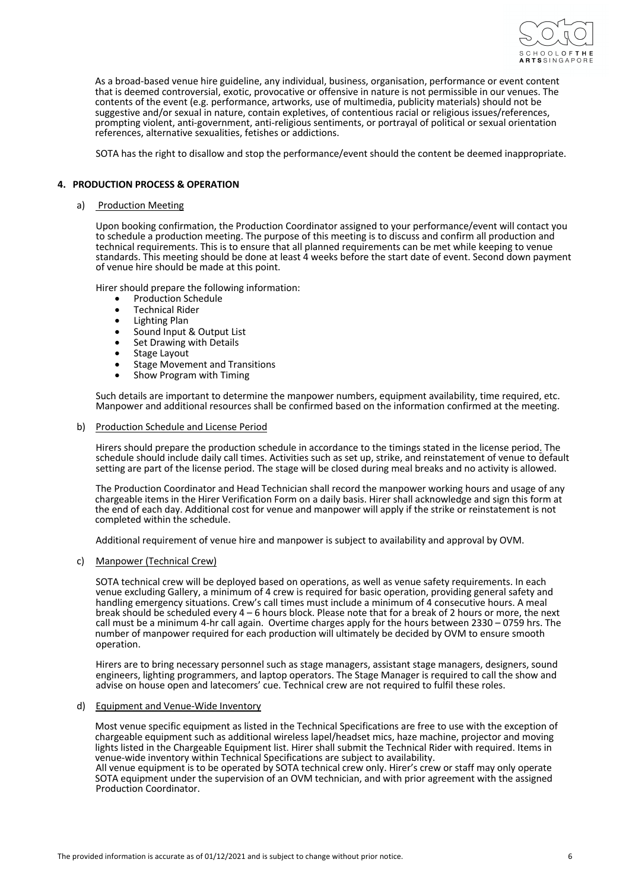As a broad-based venue hire guideline, any individual, business, organisation, performance or event content that is deemed controversial, exotic, provocative or offensive in nature is not permissible in our venues. The contents of the event (e.g. performance, artworks, use of multimedia, publicity materials) should not be suggestive and/or sexual in nature, contain expletives, of contentious racial or religious issues/references, prompting violent, anti-government, anti-religious sentiments, or portrayal of political or sexual orientation references, alternative sexualities, fetishes or addictions.

SOTA has the right to disallow and stop the performance/event should the content be deemed inappropriate.

## 4. PRODUCTION PROCESS & OPERATION

### a) Production Meeting

Upon booking confirmation, the Production Coordinator assigned to your performance/event will contact you to schedule a production meeting. The purpose of this meeting is to discuss and confirm all production and technical requirements. This is to ensure that all planned requirements can be met while keeping to venue standards. This meeting should be done at least 4 weeks before the start date of event. Second down payment of venue hire should be made at this point.

Hirer should prepare the following information:

- Production Schedule
- Technical Rider
- Lighting Plan
- Sound Input & Output List
- Set Drawing with Details
- Stage Layout
- Stage Movement and Transitions
- Show Program with Timing

Such details are important to determine the manpower numbers, equipment availability, time required, etc. Manpower and additional resources shall be confirmed based on the information confirmed at the meeting.

### b) Production Schedule and License Period

Hirers should prepare the production schedule in accordance to the timings stated in the license period. The schedule should include daily call times. Activities such as set up, strike, and reinstatement of venue to default setting are part of the license period. The stage will be closed during meal breaks and no activity is allowed.

The Production Coordinator and Head Technician shall record the manpower working hours and usage of any chargeable items in the Hirer Verification Form on a daily basis. Hirer shall acknowledge and sign this form at the end of each day. Additional cost for venue and manpower will apply if the strike or reinstatement is not completed within the schedule.

Additional requirement of venue hire and manpower is subject to availability and approval by OVM.

### c) Manpower (Technical Crew)

SOTA technical crew will be deployed based on operations, as well as venue safety requirements. In each venue excluding Gallery, a minimum of 4 crew is required for basic operation, providing general safety and handling emergency situations. Crew's call times must include a minimum of 4 consecutive hours. A meal break should be scheduled every 4 – 6 hours block. Please note that for a break of 2 hours or more, the next call must be a minimum 4-hr call again. Overtime charges apply for the hours between 2330 – 0759 hrs. The number of manpower required for each production will ultimately be decided by OVM to ensure smooth operation.

Hirers are to bring necessary personnel such as stage managers, assistant stage managers, designers, sound engineers, lighting programmers, and laptop operators. The Stage Manager is required to call the show and advise on house open and latecomers' cue. Technical crew are not required to fulfil these roles.

### d) Equipment and Venue-Wide Inventory

Most venue specific equipment as listed in the Technical Specifications are free to use with the exception of chargeable equipment such as additional wireless lapel/headset mics, haze machine, projector and moving lights listed in the Chargeable Equipment list. Hirer shall submit the Technical Rider with required. Items in venue-wide inventory within Technical Specifications are subject to availability.
All venue equipment is to be operated by SOTA technical crew only. Hirer's crew or staff may only operate SOTA equipment under the supervision of an OVM technician, and with prior agreement with the assigned Production Coordinator.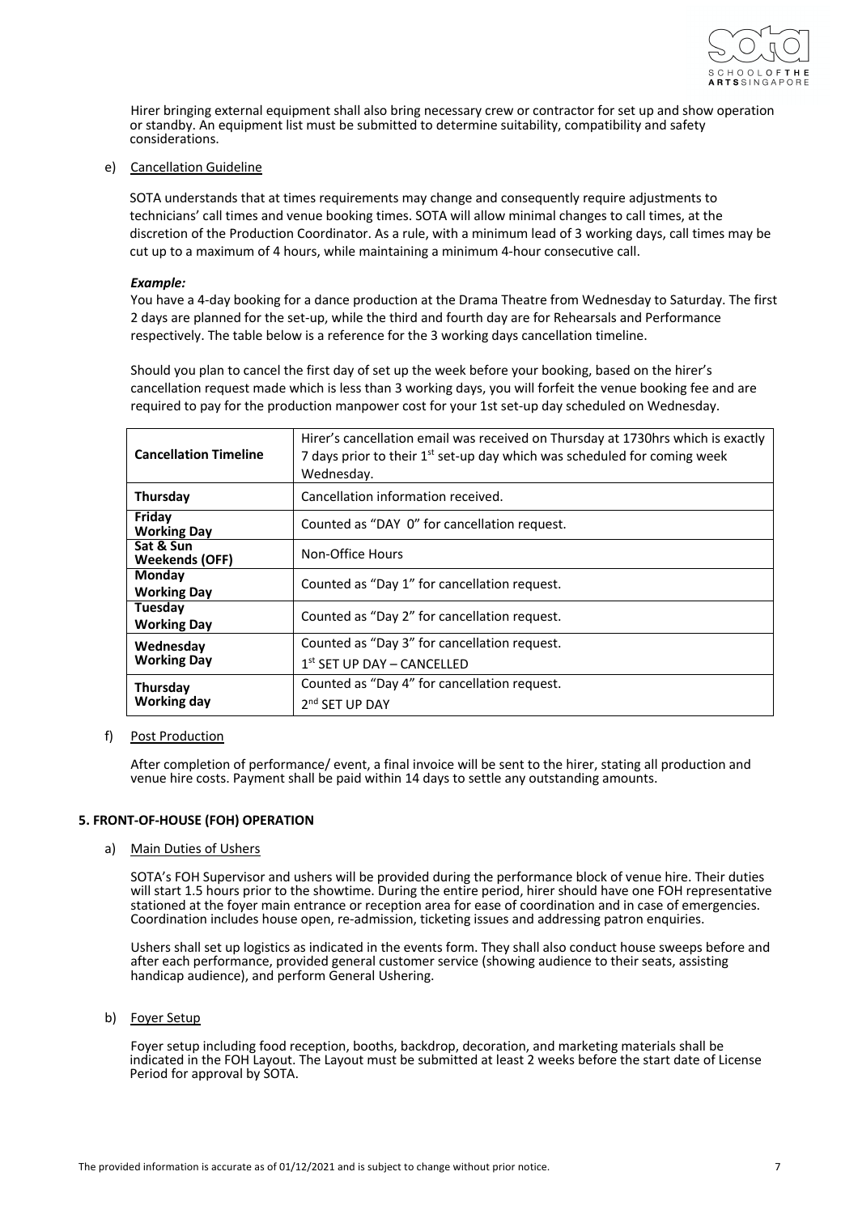Hirer bringing external equipment shall also bring necessary crew or contractor for set up and show operation or standby. An equipment list must be submitted to determine suitability, compatibility and safety considerations.

e) <u>Cancellation Guideline</u>

SOTA understands that at times requirements may change and consequently require adjustments to technicians' call times and venue booking times. SOTA will allow minimal changes to call times, at the discretion of the Production Coordinator. As a rule, with a minimum lead of 3 working days, call times may be cut up to a maximum of 4 hours, while maintaining a minimum 4-hour consecutive call.

***Example:***

You have a 4-day booking for a dance production at the Drama Theatre from Wednesday to Saturday. The first 2 days are planned for the set-up, while the third and fourth day are for Rehearsals and Performance respectively. The table below is a reference for the 3 working days cancellation timeline.

Should you plan to cancel the first day of set up the week before your booking, based on the hirer's cancellation request made which is less than 3 working days, you will forfeit the venue booking fee and are required to pay for the production manpower cost for your 1st set-up day scheduled on Wednesday.

| **Cancellation Timeline** | Hirer's cancellation email was received on Thursday at 1730hrs which is exactly 7 days prior to their 1st set-up day which was scheduled for coming week Wednesday. |
|---|---|
| **Thursday** | Cancellation information received. |
| **Friday Working Day** | Counted as "DAY 0" for cancellation request. |
| **Sat & Sun Weekends (OFF)** | Non-Office Hours |
| **Monday Working Day** | Counted as "Day 1" for cancellation request. |
| **Tuesday Working Day** | Counted as "Day 2" for cancellation request. |
| **Wednesday Working Day** | Counted as "Day 3" for cancellation request.<br>1st SET UP DAY – CANCELLED |
| **Thursday Working day** | Counted as "Day 4" for cancellation request.<br>2nd SET UP DAY |

f) <u>Post Production</u>

After completion of performance/ event, a final invoice will be sent to the hirer, stating all production and venue hire costs. Payment shall be paid within 14 days to settle any outstanding amounts.

## 5. FRONT-OF-HOUSE (FOH) OPERATION

a) <u>Main Duties of Ushers</u>

SOTA's FOH Supervisor and ushers will be provided during the performance block of venue hire. Their duties will start 1.5 hours prior to the showtime. During the entire period, hirer should have one FOH representative stationed at the foyer main entrance or reception area for ease of coordination and in case of emergencies. Coordination includes house open, re-admission, ticketing issues and addressing patron enquiries.

Ushers shall set up logistics as indicated in the events form. They shall also conduct house sweeps before and after each performance, provided general customer service (showing audience to their seats, assisting handicap audience), and perform General Ushering.

b) <u>Foyer Setup</u>

Foyer setup including food reception, booths, backdrop, decoration, and marketing materials shall be indicated in the FOH Layout. The Layout must be submitted at least 2 weeks before the start date of License Period for approval by SOTA.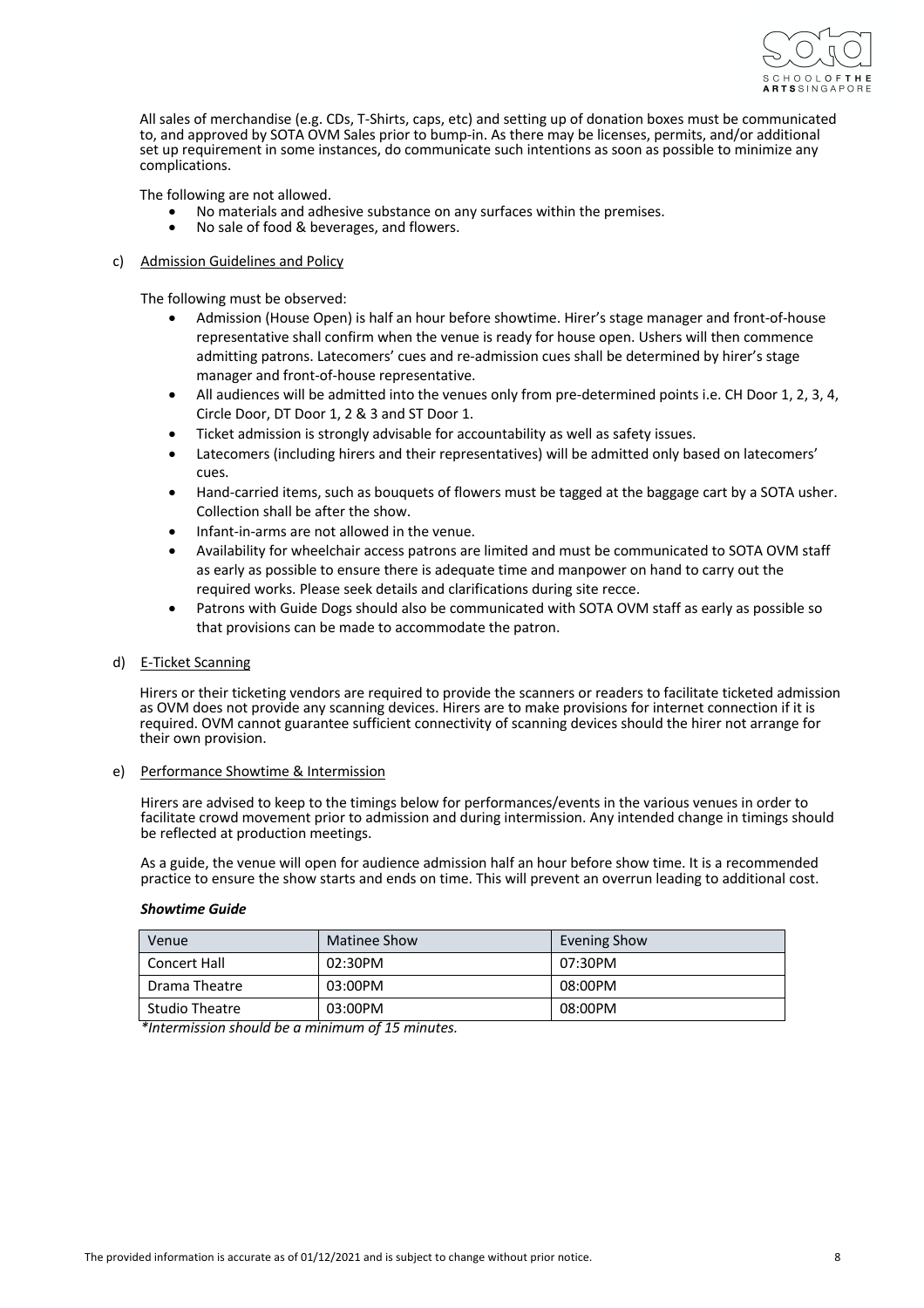All sales of merchandise (e.g. CDs, T-Shirts, caps, etc) and setting up of donation boxes must be communicated to, and approved by SOTA OVM Sales prior to bump-in. As there may be licenses, permits, and/or additional set up requirement in some instances, do communicate such intentions as soon as possible to minimize any complications.

The following are not allowed.

- No materials and adhesive substance on any surfaces within the premises.
- No sale of food & beverages, and flowers.

c) Admission Guidelines and Policy

The following must be observed:

- Admission (House Open) is half an hour before showtime. Hirer's stage manager and front-of-house representative shall confirm when the venue is ready for house open. Ushers will then commence admitting patrons. Latecomers' cues and re-admission cues shall be determined by hirer's stage manager and front-of-house representative.
- All audiences will be admitted into the venues only from pre-determined points i.e. CH Door 1, 2, 3, 4, Circle Door, DT Door 1, 2 & 3 and ST Door 1.
- Ticket admission is strongly advisable for accountability as well as safety issues.
- Latecomers (including hirers and their representatives) will be admitted only based on latecomers' cues.
- Hand-carried items, such as bouquets of flowers must be tagged at the baggage cart by a SOTA usher. Collection shall be after the show.
- Infant-in-arms are not allowed in the venue.
- Availability for wheelchair access patrons are limited and must be communicated to SOTA OVM staff as early as possible to ensure there is adequate time and manpower on hand to carry out the required works. Please seek details and clarifications during site recce.
- Patrons with Guide Dogs should also be communicated with SOTA OVM staff as early as possible so that provisions can be made to accommodate the patron.

d) E-Ticket Scanning

Hirers or their ticketing vendors are required to provide the scanners or readers to facilitate ticketed admission as OVM does not provide any scanning devices. Hirers are to make provisions for internet connection if it is required. OVM cannot guarantee sufficient connectivity of scanning devices should the hirer not arrange for their own provision.

e) Performance Showtime & Intermission

Hirers are advised to keep to the timings below for performances/events in the various venues in order to facilitate crowd movement prior to admission and during intermission. Any intended change in timings should be reflected at production meetings.

As a guide, the venue will open for audience admission half an hour before show time. It is a recommended practice to ensure the show starts and ends on time. This will prevent an overrun leading to additional cost.

***Showtime Guide***

| Venue | Matinee Show | Evening Show |
|---|---|---|
| Concert Hall | 02:30PM | 07:30PM |
| Drama Theatre | 03:00PM | 08:00PM |
| Studio Theatre | 03:00PM | 08:00PM |

*\*Intermission should be a minimum of 15 minutes.*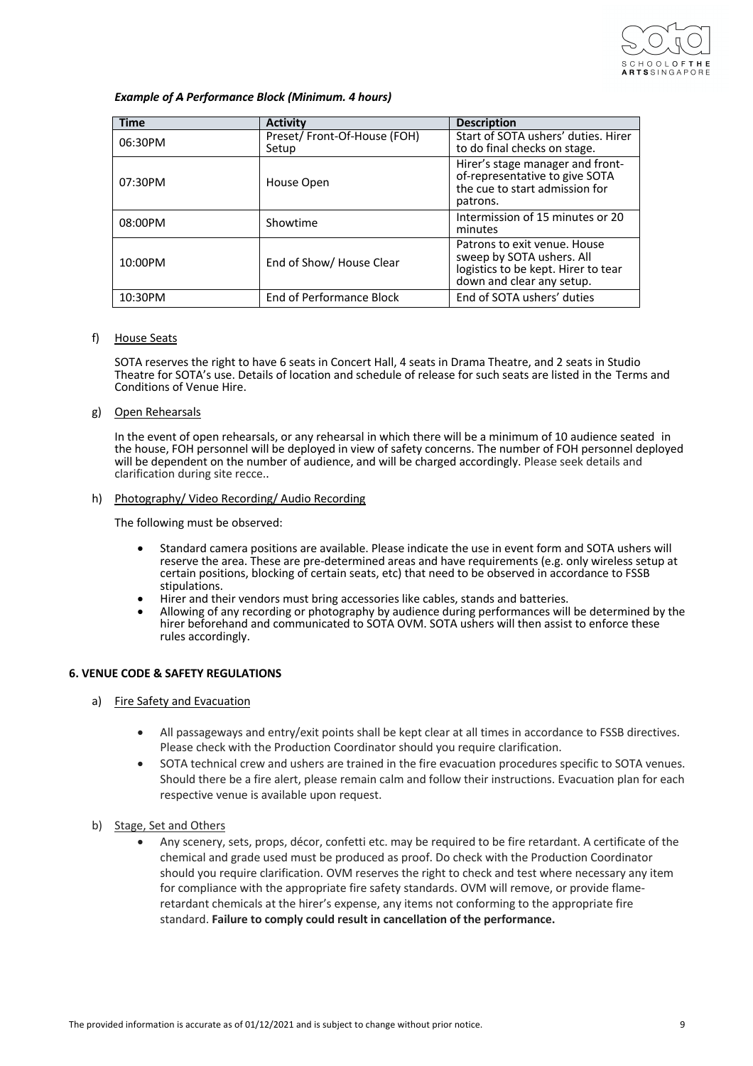*Example of A Performance Block (Minimum. 4 hours)*

| Time | Activity | Description |
|---|---|---|
| 06:30PM | Preset/ Front-Of-House (FOH) Setup | Start of SOTA ushers' duties. Hirer to do final checks on stage. |
| 07:30PM | House Open | Hirer's stage manager and front-of-representative to give SOTA the cue to start admission for patrons. |
| 08:00PM | Showtime | Intermission of 15 minutes or 20 minutes |
| 10:00PM | End of Show/ House Clear | Patrons to exit venue. House sweep by SOTA ushers. All logistics to be kept. Hirer to tear down and clear any setup. |
| 10:30PM | End of Performance Block | End of SOTA ushers' duties |

f) House Seats

SOTA reserves the right to have 6 seats in Concert Hall, 4 seats in Drama Theatre, and 2 seats in Studio Theatre for SOTA's use. Details of location and schedule of release for such seats are listed in the Terms and Conditions of Venue Hire.

g) Open Rehearsals

In the event of open rehearsals, or any rehearsal in which there will be a minimum of 10 audience seated in the house, FOH personnel will be deployed in view of safety concerns. The number of FOH personnel deployed will be dependent on the number of audience, and will be charged accordingly. Please seek details and clarification during site recce..

h) Photography/ Video Recording/ Audio Recording

The following must be observed:

- Standard camera positions are available. Please indicate the use in event form and SOTA ushers will reserve the area. These are pre-determined areas and have requirements (e.g. only wireless setup at certain positions, blocking of certain seats, etc) that need to be observed in accordance to FSSB stipulations.
- Hirer and their vendors must bring accessories like cables, stands and batteries.
- Allowing of any recording or photography by audience during performances will be determined by the hirer beforehand and communicated to SOTA OVM. SOTA ushers will then assist to enforce these rules accordingly.

## 6. VENUE CODE & SAFETY REGULATIONS

a) Fire Safety and Evacuation

- All passageways and entry/exit points shall be kept clear at all times in accordance to FSSB directives. Please check with the Production Coordinator should you require clarification.
- SOTA technical crew and ushers are trained in the fire evacuation procedures specific to SOTA venues. Should there be a fire alert, please remain calm and follow their instructions. Evacuation plan for each respective venue is available upon request.

b) Stage, Set and Others

- Any scenery, sets, props, décor, confetti etc. may be required to be fire retardant. A certificate of the chemical and grade used must be produced as proof. Do check with the Production Coordinator should you require clarification. OVM reserves the right to check and test where necessary any item for compliance with the appropriate fire safety standards. OVM will remove, or provide flame-retardant chemicals at the hirer's expense, any items not conforming to the appropriate fire standard. **Failure to comply could result in cancellation of the performance.**

The provided information is accurate as of 01/12/2021 and is subject to change without prior notice.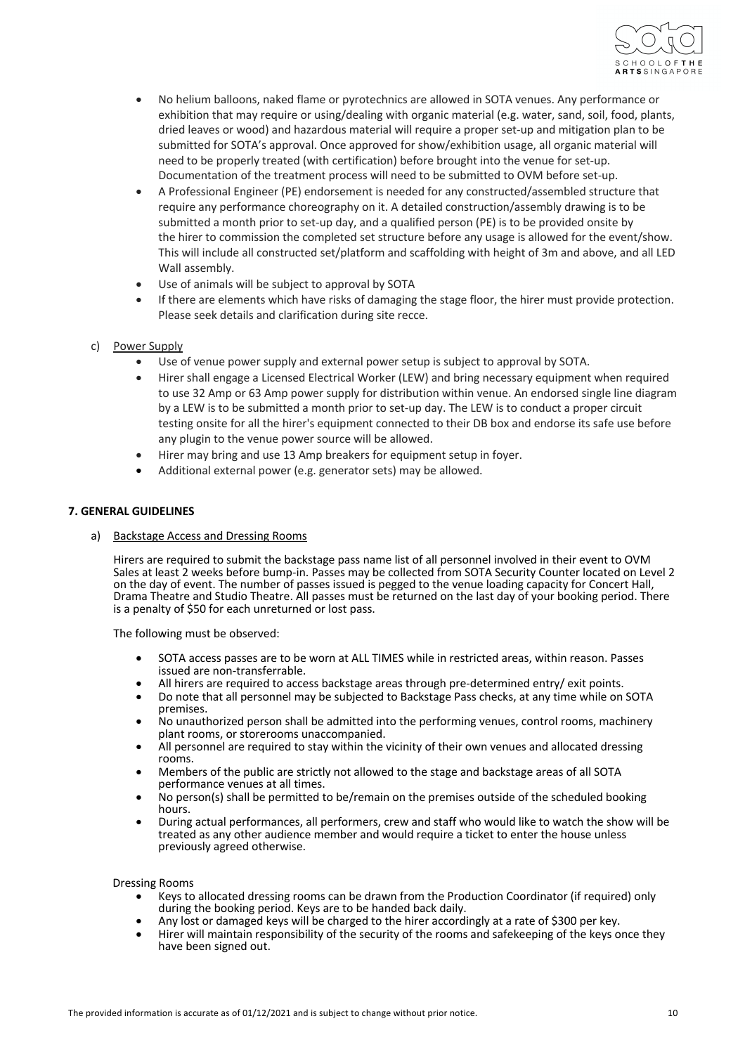- No helium balloons, naked flame or pyrotechnics are allowed in SOTA venues. Any performance or exhibition that may require or using/dealing with organic material (e.g. water, sand, soil, food, plants, dried leaves or wood) and hazardous material will require a proper set-up and mitigation plan to be submitted for SOTA's approval. Once approved for show/exhibition usage, all organic material will need to be properly treated (with certification) before brought into the venue for set-up. Documentation of the treatment process will need to be submitted to OVM before set-up.
- A Professional Engineer (PE) endorsement is needed for any constructed/assembled structure that require any performance choreography on it. A detailed construction/assembly drawing is to be submitted a month prior to set-up day, and a qualified person (PE) is to be provided onsite by the hirer to commission the completed set structure before any usage is allowed for the event/show. This will include all constructed set/platform and scaffolding with height of 3m and above, and all LED Wall assembly.
- Use of animals will be subject to approval by SOTA
- If there are elements which have risks of damaging the stage floor, the hirer must provide protection. Please seek details and clarification during site recce.

c) Power Supply

- Use of venue power supply and external power setup is subject to approval by SOTA.
- Hirer shall engage a Licensed Electrical Worker (LEW) and bring necessary equipment when required to use 32 Amp or 63 Amp power supply for distribution within venue. An endorsed single line diagram by a LEW is to be submitted a month prior to set-up day. The LEW is to conduct a proper circuit testing onsite for all the hirer's equipment connected to their DB box and endorse its safe use before any plugin to the venue power source will be allowed.
- Hirer may bring and use 13 Amp breakers for equipment setup in foyer.
- Additional external power (e.g. generator sets) may be allowed.

## 7. GENERAL GUIDELINES

a) Backstage Access and Dressing Rooms

Hirers are required to submit the backstage pass name list of all personnel involved in their event to OVM Sales at least 2 weeks before bump-in. Passes may be collected from SOTA Security Counter located on Level 2 on the day of event. The number of passes issued is pegged to the venue loading capacity for Concert Hall, Drama Theatre and Studio Theatre. All passes must be returned on the last day of your booking period. There is a penalty of $50 for each unreturned or lost pass.

The following must be observed:

- SOTA access passes are to be worn at ALL TIMES while in restricted areas, within reason. Passes issued are non-transferrable.
- All hirers are required to access backstage areas through pre-determined entry/ exit points.
- Do note that all personnel may be subjected to Backstage Pass checks, at any time while on SOTA premises.
- No unauthorized person shall be admitted into the performing venues, control rooms, machinery plant rooms, or storerooms unaccompanied.
- All personnel are required to stay within the vicinity of their own venues and allocated dressing rooms.
- Members of the public are strictly not allowed to the stage and backstage areas of all SOTA performance venues at all times.
- No person(s) shall be permitted to be/remain on the premises outside of the scheduled booking hours.
- During actual performances, all performers, crew and staff who would like to watch the show will be treated as any other audience member and would require a ticket to enter the house unless previously agreed otherwise.

Dressing Rooms

- Keys to allocated dressing rooms can be drawn from the Production Coordinator (if required) only during the booking period. Keys are to be handed back daily.
- Any lost or damaged keys will be charged to the hirer accordingly at a rate of $300 per key.
- Hirer will maintain responsibility of the security of the rooms and safekeeping of the keys once they have been signed out.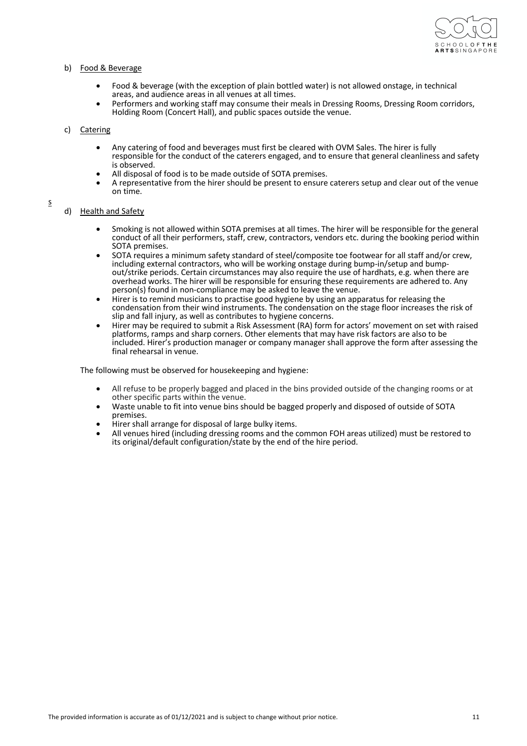b) Food & Beverage

- Food & beverage (with the exception of plain bottled water) is not allowed onstage, in technical areas, and audience areas in all venues at all times.
- Performers and working staff may consume their meals in Dressing Rooms, Dressing Room corridors, Holding Room (Concert Hall), and public spaces outside the venue.

c) Catering

- Any catering of food and beverages must first be cleared with OVM Sales. The hirer is fully responsible for the conduct of the caterers engaged, and to ensure that general cleanliness and safety is observed.
- All disposal of food is to be made outside of SOTA premises.
- A representative from the hirer should be present to ensure caterers setup and clear out of the venue on time.

s

d) Health and Safety

- Smoking is not allowed within SOTA premises at all times. The hirer will be responsible for the general conduct of all their performers, staff, crew, contractors, vendors etc. during the booking period within SOTA premises.
- SOTA requires a minimum safety standard of steel/composite toe footwear for all staff and/or crew, including external contractors, who will be working onstage during bump-in/setup and bump-out/strike periods. Certain circumstances may also require the use of hardhats, e.g. when there are overhead works. The hirer will be responsible for ensuring these requirements are adhered to. Any person(s) found in non-compliance may be asked to leave the venue.
- Hirer is to remind musicians to practise good hygiene by using an apparatus for releasing the condensation from their wind instruments. The condensation on the stage floor increases the risk of slip and fall injury, as well as contributes to hygiene concerns.
- Hirer may be required to submit a Risk Assessment (RA) form for actors' movement on set with raised platforms, ramps and sharp corners. Other elements that may have risk factors are also to be included. Hirer's production manager or company manager shall approve the form after assessing the final rehearsal in venue.

The following must be observed for housekeeping and hygiene:

- All refuse to be properly bagged and placed in the bins provided outside of the changing rooms or at other specific parts within the venue.
- Waste unable to fit into venue bins should be bagged properly and disposed of outside of SOTA premises.
- Hirer shall arrange for disposal of large bulky items.
- All venues hired (including dressing rooms and the common FOH areas utilized) must be restored to its original/default configuration/state by the end of the hire period.